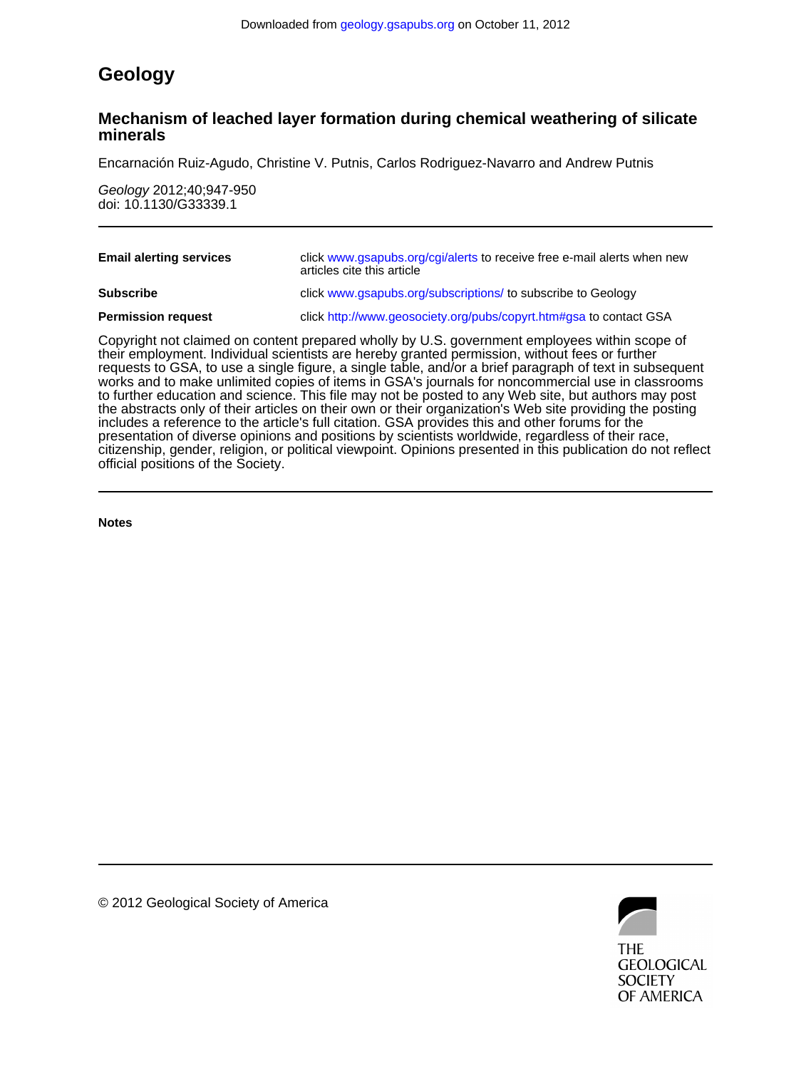Downloaded from geology.gsapubs.org on October 11, 2012

# Geology

## Mechanism of leached layer formation during chemical weathering of silicate minerals

Encarnación Ruiz-Agudo, Christine V. Putnis, Carlos Rodriguez-Navarro and Andrew Putnis

*Geology* 2012;40;947-950
doi: 10.1130/G33339.1

---

| | |
|---|---|
| **Email alerting services** | click www.gsapubs.org/cgi/alerts to receive free e-mail alerts when new articles cite this article |
| **Subscribe** | click www.gsapubs.org/subscriptions/ to subscribe to Geology |
| **Permission request** | click http://www.geosociety.org/pubs/copyrt.htm#gsa to contact GSA |

Copyright not claimed on content prepared wholly by U.S. government employees within scope of their employment. Individual scientists are hereby granted permission, without fees or further requests to GSA, to use a single figure, a single table, and/or a brief paragraph of text in subsequent works and to make unlimited copies of items in GSA's journals for noncommercial use in classrooms to further education and science. This file may not be posted to any Web site, but authors may post the abstracts only of their articles on their own or their organization's Web site providing the posting includes a reference to the article's full citation. GSA provides this and other forums for the presentation of diverse opinions and positions by scientists worldwide, regardless of their race, citizenship, gender, religion, or political viewpoint. Opinions presented in this publication do not reflect official positions of the Society.

---

**Notes**

---

© 2012 Geological Society of America

THE GEOLOGICAL SOCIETY OF AMERICA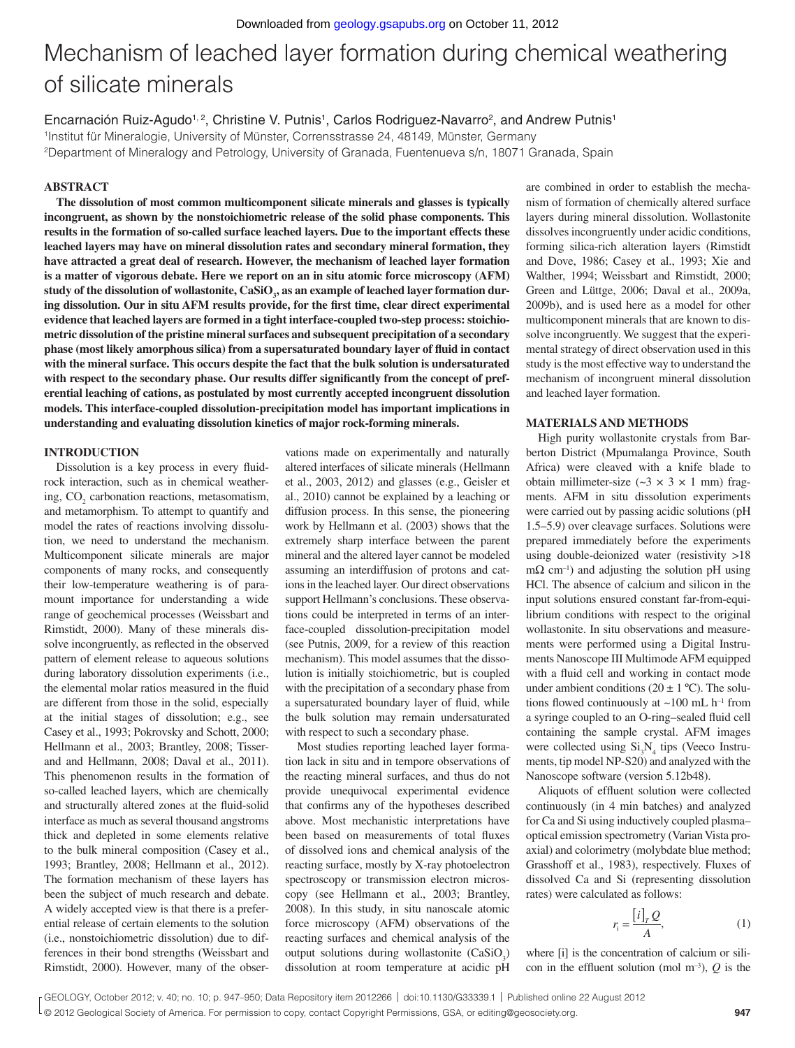# Mechanism of leached layer formation during chemical weathering of silicate minerals

Encarnación Ruiz-Agudo[1,2], Christine V. Putnis[1], Carlos Rodriguez-Navarro[2], and Andrew Putnis[1]

[1]Institut für Mineralogie, University of Münster, Corrensstrasse 24, 48149, Münster, Germany
[2]Department of Mineralogy and Petrology, University of Granada, Fuentenueva s/n, 18071 Granada, Spain

## ABSTRACT

**The dissolution of most common multicomponent silicate minerals and glasses is typically incongruent, as shown by the nonstoichiometric release of the solid phase components. This results in the formation of so-called surface leached layers. Due to the important effects these leached layers may have on mineral dissolution rates and secondary mineral formation, they have attracted a great deal of research. However, the mechanism of leached layer formation is a matter of vigorous debate. Here we report on an in situ atomic force microscopy (AFM) study of the dissolution of wollastonite, $CaSiO_3$, as an example of leached layer formation during dissolution. Our in situ AFM results provide, for the first time, clear direct experimental evidence that leached layers are formed in a tight interface-coupled two-step process: stoichiometric dissolution of the pristine mineral surfaces and subsequent precipitation of a secondary phase (most likely amorphous silica) from a supersaturated boundary layer of fluid in contact with the mineral surface. This occurs despite the fact that the bulk solution is undersaturated with respect to the secondary phase. Our results differ significantly from the concept of preferential leaching of cations, as postulated by most currently accepted incongruent dissolution models. This interface-coupled dissolution-precipitation model has important implications in understanding and evaluating dissolution kinetics of major rock-forming minerals.**

## INTRODUCTION

Dissolution is a key process in every fluid-rock interaction, such as in chemical weathering, $CO_2$ carbonation reactions, metasomatism, and metamorphism. To attempt to quantify and model the rates of reactions involving dissolution, we need to understand the mechanism. Multicomponent silicate minerals are major components of many rocks, and consequently their low-temperature weathering is of paramount importance for understanding a wide range of geochemical processes (Weissbart and Rimstidt, 2000). Many of these minerals dissolve incongruently, as reflected in the observed pattern of element release to aqueous solutions during laboratory dissolution experiments (i.e., the elemental molar ratios measured in the fluid are different from those in the solid, especially at the initial stages of dissolution; e.g., see Casey et al., 1993; Pokrovsky and Schott, 2000; Hellmann et al., 2003; Brantley, 2008; Tisserand and Hellmann, 2008; Daval et al., 2011). This phenomenon results in the formation of so-called leached layers, which are chemically and structurally altered zones at the fluid-solid interface as much as several thousand angstroms thick and depleted in some elements relative to the bulk mineral composition (Casey et al., 1993; Brantley, 2008; Hellmann et al., 2012). The formation mechanism of these layers has been the subject of much research and debate. A widely accepted view is that there is a preferential release of certain elements to the solution (i.e., nonstoichiometric dissolution) due to differences in their bond strengths (Weissbart and Rimstidt, 2000). However, many of the observations made on experimentally and naturally altered interfaces of silicate minerals (Hellmann et al., 2003, 2012) and glasses (e.g., Geisler et al., 2010) cannot be explained by a leaching or diffusion process. In this sense, the pioneering work by Hellmann et al. (2003) shows that the extremely sharp interface between the parent mineral and the altered layer cannot be modeled assuming an interdiffusion of protons and cations in the leached layer. Our direct observations support Hellmann's conclusions. These observations could be interpreted in terms of an interface-coupled dissolution-precipitation model (see Putnis, 2009, for a review of this reaction mechanism). This model assumes that the dissolution is initially stoichiometric, but is coupled with the precipitation of a secondary phase from a supersaturated boundary layer of fluid, while the bulk solution may remain undersaturated with respect to such a secondary phase.

Most studies reporting leached layer formation lack in situ and in tempore observations of the reacting mineral surfaces, and thus do not provide unequivocal experimental evidence that confirms any of the hypotheses described above. Most mechanistic interpretations have been based on measurements of total fluxes of dissolved ions and chemical analysis of the reacting surface, mostly by X-ray photoelectron spectroscopy or transmission electron microscopy (see Hellmann et al., 2003; Brantley, 2008). In this study, in situ nanoscale atomic force microscopy (AFM) observations of the reacting surfaces and chemical analysis of the output solutions during wollastonite ($CaSiO_3$) dissolution at room temperature at acidic pH are combined in order to establish the mechanism of formation of chemically altered surface layers during mineral dissolution. Wollastonite dissolves incongruently under acidic conditions, forming silica-rich alteration layers (Rimstidt and Dove, 1986; Casey et al., 1993; Xie and Walther, 1994; Weissbart and Rimstidt, 2000; Green and Lüttge, 2006; Daval et al., 2009a, 2009b), and is used here as a model for other multicomponent minerals that are known to dissolve incongruently. We suggest that the experimental strategy of direct observation used in this study is the most effective way to understand the mechanism of incongruent mineral dissolution and leached layer formation.

## MATERIALS AND METHODS

High purity wollastonite crystals from Barberton District (Mpumalanga Province, South Africa) were cleaved with a knife blade to obtain millimeter-size (~3 × 3 × 1 mm) fragments. AFM in situ dissolution experiments were carried out by passing acidic solutions (pH 1.5–5.9) over cleavage surfaces. Solutions were prepared immediately before the experiments using double-deionized water (resistivity >18 mΩ cm$^{-1}$) and adjusting the solution pH using HCl. The absence of calcium and silicon in the input solutions ensured constant far-from-equilibrium conditions with respect to the original wollastonite. In situ observations and measurements were performed using a Digital Instruments Nanoscope III Multimode AFM equipped with a fluid cell and working in contact mode under ambient conditions (20 ± 1 °C). The solutions flowed continuously at ~100 mL h$^{-1}$ from a syringe coupled to an O-ring–sealed fluid cell containing the sample crystal. AFM images were collected using $Si_3N_4$ tips (Veeco Instruments, tip model NP-S20) and analyzed with the Nanoscope software (version 5.12b48).

Aliquots of effluent solution were collected continuously (in 4 min batches) and analyzed for Ca and Si using inductively coupled plasma–optical emission spectrometry (Varian Vista proaxial) and colorimetry (molybdate blue method; Grasshoff et al., 1983), respectively. Fluxes of dissolved Ca and Si (representing dissolution rates) were calculated as follows:

$$r_i = \frac{[i]_T\, Q}{A}, \tag{1}$$

where [i] is the concentration of calcium or silicon in the effluent solution (mol m$^{-3}$), $Q$ is the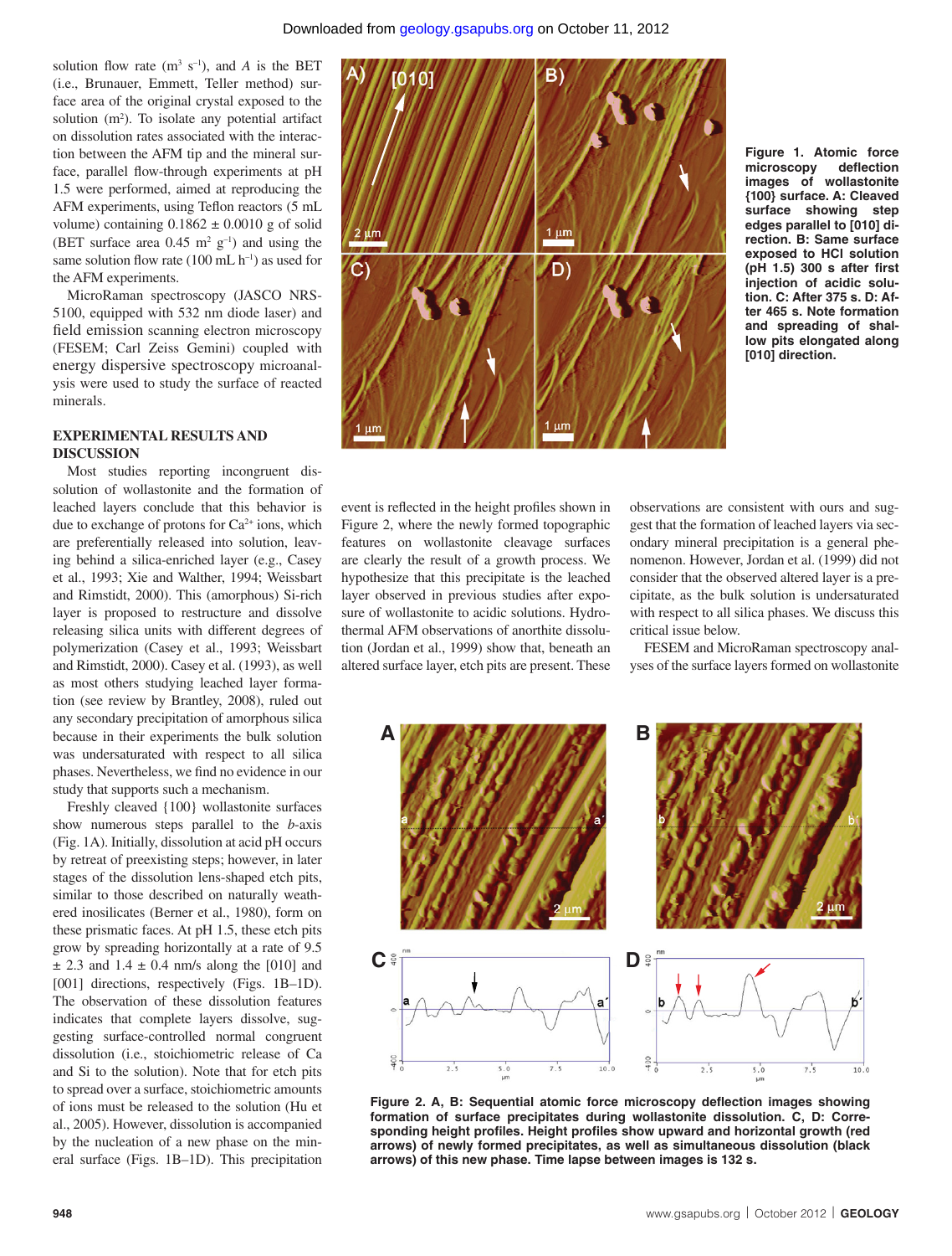solution flow rate ($m^3$ $s^{-1}$), and $A$ is the BET (i.e., Brunauer, Emmett, Teller method) surface area of the original crystal exposed to the solution ($m^2$). To isolate any potential artifact on dissolution rates associated with the interaction between the AFM tip and the mineral surface, parallel flow-through experiments at pH 1.5 were performed, aimed at reproducing the AFM experiments, using Teflon reactors (5 mL volume) containing 0.1862 ± 0.0010 g of solid (BET surface area 0.45 $m^2$ $g^{-1}$) and using the same solution flow rate (100 mL $h^{-1}$) as used for the AFM experiments.

MicroRaman spectroscopy (JASCO NRS-5100, equipped with 532 nm diode laser) and field emission scanning electron microscopy (FESEM; Carl Zeiss Gemini) coupled with energy dispersive spectroscopy microanalysis were used to study the surface of reacted minerals.

## EXPERIMENTAL RESULTS AND DISCUSSION

Most studies reporting incongruent dissolution of wollastonite and the formation of leached layers conclude that this behavior is due to exchange of protons for $Ca^{2+}$ ions, which are preferentially released into solution, leaving behind a silica-enriched layer (e.g., Casey et al., 1993; Xie and Walther, 1994; Weissbart and Rimstidt, 2000). This (amorphous) Si-rich layer is proposed to restructure and dissolve releasing silica units with different degrees of polymerization (Casey et al., 1993; Weissbart and Rimstidt, 2000). Casey et al. (1993), as well as most others studying leached layer formation (see review by Brantley, 2008), ruled out any secondary precipitation of amorphous silica because in their experiments the bulk solution was undersaturated with respect to all silica phases. Nevertheless, we find no evidence in our study that supports such a mechanism.

Freshly cleaved {100} wollastonite surfaces show numerous steps parallel to the $b$-axis (Fig. 1A). Initially, dissolution at acid pH occurs by retreat of preexisting steps; however, in later stages of the dissolution lens-shaped etch pits, similar to those described on naturally weathered inosilicates (Berner et al., 1980), form on these prismatic faces. At pH 1.5, these etch pits grow by spreading horizontally at a rate of 9.5 ± 2.3 and 1.4 ± 0.4 nm/s along the [010] and [001] directions, respectively (Figs. 1B–1D). The observation of these dissolution features indicates that complete layers dissolve, suggesting surface-controlled normal congruent dissolution (i.e., stoichiometric release of Ca and Si to the solution). Note that for etch pits to spread over a surface, stoichiometric amounts of ions must be released to the solution (Hu et al., 2005). However, dissolution is accompanied by the nucleation of a new phase on the mineral surface (Figs. 1B–1D). This precipitation event is reflected in the height profiles shown in Figure 2, where the newly formed topographic features on wollastonite cleavage surfaces are clearly the result of a growth process. We hypothesize that this precipitate is the leached layer observed in previous studies after exposure of wollastonite to acidic solutions. Hydrothermal AFM observations of anorthite dissolution (Jordan et al., 1999) show that, beneath an altered surface layer, etch pits are present. These observations are consistent with ours and suggest that the formation of leached layers via secondary mineral precipitation is a general phenomenon. However, Jordan et al. (1999) did not consider that the observed altered layer is a precipitate, as the bulk solution is undersaturated with respect to all silica phases. We discuss this critical issue below.

FESEM and MicroRaman spectroscopy analyses of the surface layers formed on wollastonite

**Figure 1. Atomic force microscopy deflection images of wollastonite {100} surface. A: Cleaved surface showing step edges parallel to [010] direction. B: Same surface exposed to HCl solution (pH 1.5) 300 s after first injection of acidic solution. C: After 375 s. D: After 465 s. Note formation and spreading of shallow pits elongated along [010] direction.**

**Figure 2. A, B: Sequential atomic force microscopy deflection images showing formation of surface precipitates during wollastonite dissolution. C, D: Corresponding height profiles. Height profiles show upward and horizontal growth (red arrows) of newly formed precipitates, as well as simultaneous dissolution (black arrows) of this new phase. Time lapse between images is 132 s.**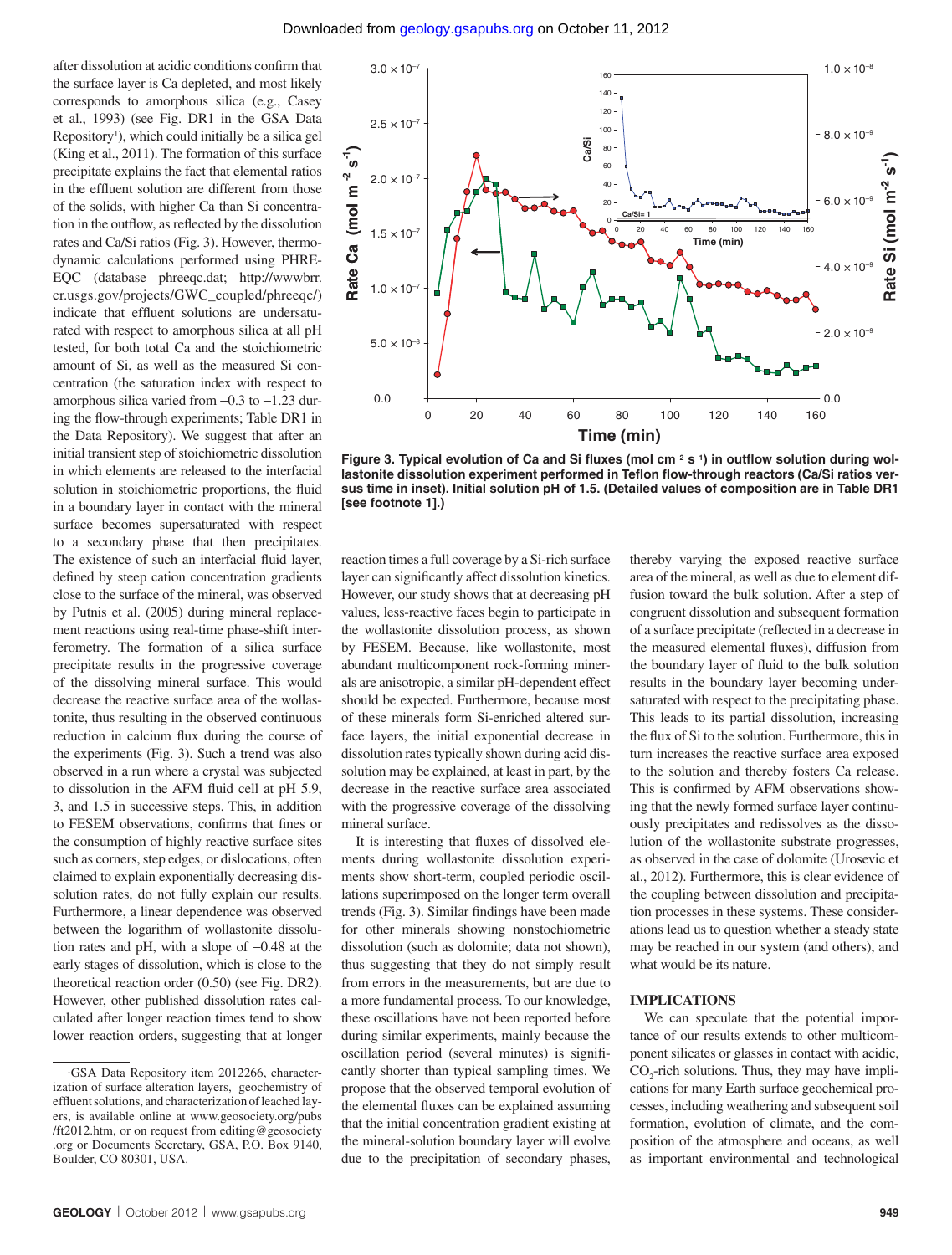after dissolution at acidic conditions confirm that the surface layer is Ca depleted, and most likely corresponds to amorphous silica (e.g., Casey et al., 1993) (see Fig. DR1 in the GSA Data Repository[1]), which could initially be a silica gel (King et al., 2011). The formation of this surface precipitate explains the fact that elemental ratios in the effluent solution are different from those of the solids, with higher Ca than Si concentration in the outflow, as reflected by the dissolution rates and Ca/Si ratios (Fig. 3). However, thermodynamic calculations performed using PHREEQC (database phreeqc.dat; http://wwwbrr.cr.usgs.gov/projects/GWC_coupled/phreeqc/) indicate that effluent solutions are undersaturated with respect to amorphous silica at all pH tested, for both total Ca and the stoichiometric amount of Si, as well as the measured Si concentration (the saturation index with respect to amorphous silica varied from −0.3 to −1.23 during the flow-through experiments; Table DR1 in the Data Repository). We suggest that after an initial transient step of stoichiometric dissolution in which elements are released to the interfacial solution in stoichiometric proportions, the fluid in a boundary layer in contact with the mineral surface becomes supersaturated with respect to a secondary phase that then precipitates. The existence of such an interfacial fluid layer, defined by steep cation concentration gradients close to the surface of the mineral, was observed by Putnis et al. (2005) during mineral replacement reactions using real-time phase-shift interferometry. The formation of a silica surface precipitate results in the progressive coverage of the dissolving mineral surface. This would decrease the reactive surface area of the wollastonite, thus resulting in the observed continuous reduction in calcium flux during the course of the experiments (Fig. 3). Such a trend was also observed in a run where a crystal was subjected to dissolution in the AFM fluid cell at pH 5.9, 3, and 1.5 in successive steps. This, in addition to FESEM observations, confirms that fines or the consumption of highly reactive surface sites such as corners, step edges, or dislocations, often claimed to explain exponentially decreasing dissolution rates, do not fully explain our results. Furthermore, a linear dependence was observed between the logarithm of wollastonite dissolution rates and pH, with a slope of −0.48 at the early stages of dissolution, which is close to the theoretical reaction order (0.50) (see Fig. DR2). However, other published dissolution rates calculated after longer reaction times tend to show lower reaction orders, suggesting that at longer reaction times a full coverage by a Si-rich surface layer can significantly affect dissolution kinetics. However, our study shows that at decreasing pH values, less-reactive faces begin to participate in the wollastonite dissolution process, as shown by FESEM. Because, like wollastonite, most abundant multicomponent rock-forming minerals are anisotropic, a similar pH-dependent effect should be expected. Furthermore, because most of these minerals form Si-enriched altered surface layers, the initial exponential decrease in dissolution rates typically shown during acid dissolution may be explained, at least in part, by the decrease in the reactive surface area associated with the progressive coverage of the dissolving mineral surface.

Figure 3. Typical evolution of Ca and Si fluxes (mol cm$^{-2}$ s$^{-1}$) in outflow solution during wollastonite dissolution experiment performed in Teflon flow-through reactors (Ca/Si ratios versus time in inset). Initial solution pH of 1.5. (Detailed values of composition are in Table DR1 [see footnote 1].)

It is interesting that fluxes of dissolved elements during wollastonite dissolution experiments show short-term, coupled periodic oscillations superimposed on the longer term overall trends (Fig. 3). Similar findings have been made for other minerals showing nonstochiometric dissolution (such as dolomite; data not shown), thus suggesting that they do not simply result from errors in the measurements, but are due to a more fundamental process. To our knowledge, these oscillations have not been reported before during similar experiments, mainly because the oscillation period (several minutes) is significantly shorter than typical sampling times. We propose that the observed temporal evolution of the elemental fluxes can be explained assuming that the initial concentration gradient existing at the mineral-solution boundary layer will evolve due to the precipitation of secondary phases, thereby varying the exposed reactive surface area of the mineral, as well as due to element diffusion toward the bulk solution. After a step of congruent dissolution and subsequent formation of a surface precipitate (reflected in a decrease in the measured elemental fluxes), diffusion from the boundary layer of fluid to the bulk solution results in the boundary layer becoming undersaturated with respect to the precipitating phase. This leads to its partial dissolution, increasing the flux of Si to the solution. Furthermore, this in turn increases the reactive surface area exposed to the solution and thereby fosters Ca release. This is confirmed by AFM observations showing that the newly formed surface layer continuously precipitates and redissolves as the dissolution of the wollastonite substrate progresses, as observed in the case of dolomite (Urosevic et al., 2012). Furthermore, this is clear evidence of the coupling between dissolution and precipitation processes in these systems. These considerations lead us to question whether a steady state may be reached in our system (and others), and what would be its nature.

## IMPLICATIONS

We can speculate that the potential importance of our results extends to other multicomponent silicates or glasses in contact with acidic, $CO_2$-rich solutions. Thus, they may have implications for many Earth surface geochemical processes, including weathering and subsequent soil formation, evolution of climate, and the composition of the atmosphere and oceans, as well as important environmental and technological

[1]GSA Data Repository item 2012266, characterization of surface alteration layers, geochemistry of effluent solutions, and characterization of leached layers, is available online at www.geosociety.org/pubs/ft2012.htm, or on request from editing@geosociety.org or Documents Secretary, GSA, P.O. Box 9140, Boulder, CO 80301, USA.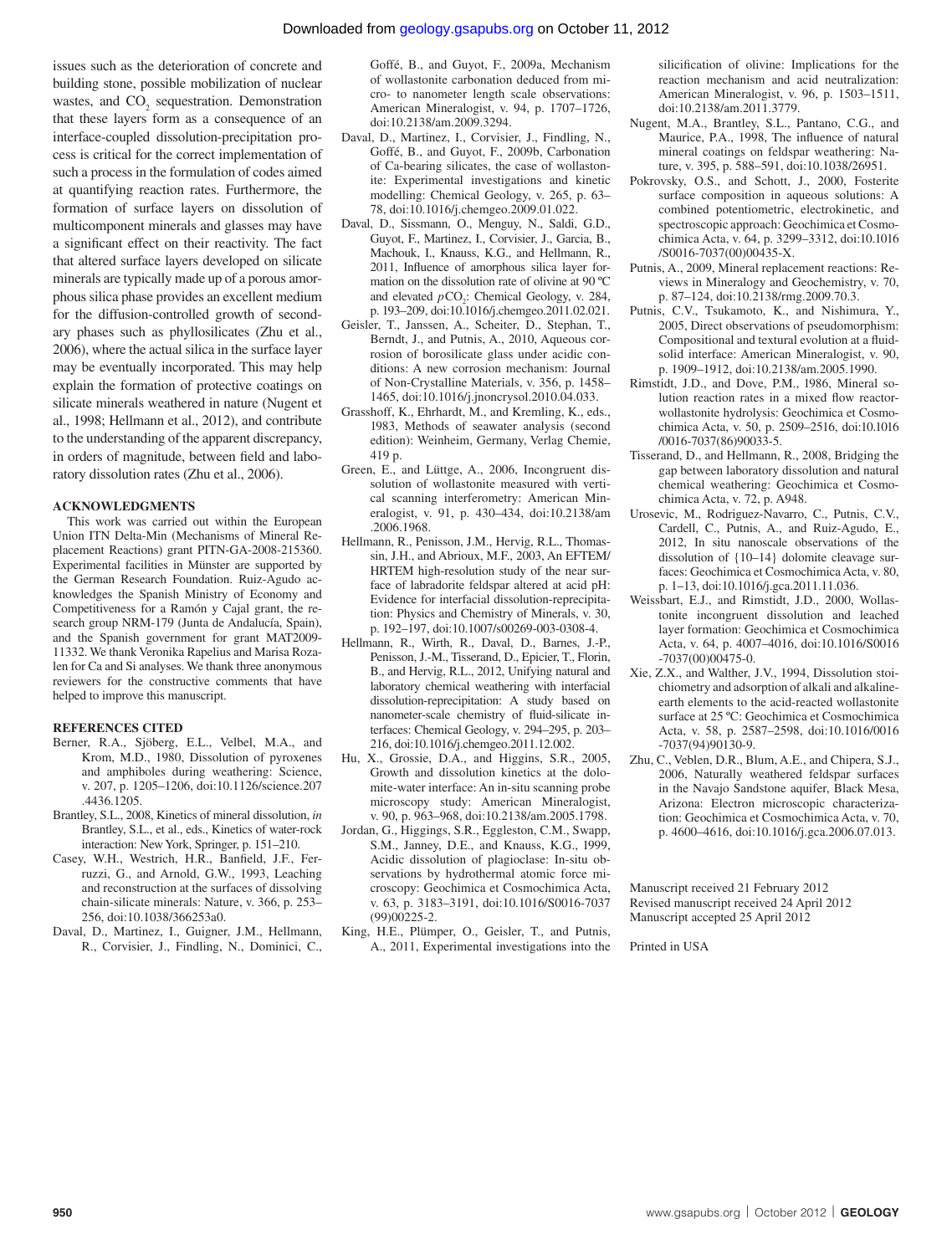issues such as the deterioration of concrete and building stone, possible mobilization of nuclear wastes, and $CO_2$ sequestration. Demonstration that these layers form as a consequence of an interface-coupled dissolution-precipitation process is critical for the correct implementation of such a process in the formulation of codes aimed at quantifying reaction rates. Furthermore, the formation of surface layers on dissolution of multicomponent minerals and glasses may have a significant effect on their reactivity. The fact that altered surface layers developed on silicate minerals are typically made up of a porous amorphous silica phase provides an excellent medium for the diffusion-controlled growth of secondary phases such as phyllosilicates (Zhu et al., 2006), where the actual silica in the surface layer may be eventually incorporated. This may help explain the formation of protective coatings on silicate minerals weathered in nature (Nugent et al., 1998; Hellmann et al., 2012), and contribute to the understanding of the apparent discrepancy, in orders of magnitude, between field and laboratory dissolution rates (Zhu et al., 2006).

## ACKNOWLEDGMENTS

This work was carried out within the European Union ITN Delta-Min (Mechanisms of Mineral Replacement Reactions) grant PITN-GA-2008-215360. Experimental facilities in Münster are supported by the German Research Foundation. Ruiz-Agudo acknowledges the Spanish Ministry of Economy and Competitiveness for a Ramón y Cajal grant, the research group NRM-179 (Junta de Andalucía, Spain), and the Spanish government for grant MAT2009-11332. We thank Veronika Rapelius and Marisa Rozalen for Ca and Si analyses. We thank three anonymous reviewers for the constructive comments that have helped to improve this manuscript.

## REFERENCES CITED

Berner, R.A., Sjöberg, E.L., Velbel, M.A., and Krom, M.D., 1980, Dissolution of pyroxenes and amphiboles during weathering: Science, v. 207, p. 1205–1206, doi:10.1126/science.207.4436.1205.

Brantley, S.L., 2008, Kinetics of mineral dissolution, *in* Brantley, S.L., et al., eds., Kinetics of water-rock interaction: New York, Springer, p. 151–210.

Casey, W.H., Westrich, H.R., Banfield, J.F., Ferruzzi, G., and Arnold, G.W., 1993, Leaching and reconstruction at the surfaces of dissolving chain-silicate minerals: Nature, v. 366, p. 253–256, doi:10.1038/366253a0.

Daval, D., Martinez, I., Guigner, J.M., Hellmann, R., Corvisier, J., Findling, N., Dominici, C., Goffé, B., and Guyot, F., 2009a, Mechanism of wollastonite carbonation deduced from micro- to nanometer length scale observations: American Mineralogist, v. 94, p. 1707–1726, doi:10.2138/am.2009.3294.

Daval, D., Martinez, I., Corvisier, J., Findling, N., Goffé, B., and Guyot, F., 2009b, Carbonation of Ca-bearing silicates, the case of wollastonite: Experimental investigations and kinetic modelling: Chemical Geology, v. 265, p. 63–78, doi:10.1016/j.chemgeo.2009.01.022.

Daval, D., Sissmann, O., Menguy, N., Saldi, G.D., Guyot, F., Martinez, I., Corvisier, J., Garcia, B., Machouk, I., Knauss, K.G., and Hellmann, R., 2011, Influence of amorphous silica layer formation on the dissolution rate of olivine at 90 °C and elevated $pCO_2$: Chemical Geology, v. 284, p. 193–209, doi:10.1016/j.chemgeo.2011.02.021.

Geisler, T., Janssen, A., Scheiter, D., Stephan, T., Berndt, J., and Putnis, A., 2010, Aqueous corrosion of borosilicate glass under acidic conditions: A new corrosion mechanism: Journal of Non-Crystalline Materials, v. 356, p. 1458–1465, doi:10.1016/j.jnoncrysol.2010.04.033.

Grasshoff, K., Ehrhardt, M., and Kremling, K., eds., 1983, Methods of seawater analysis (second edition): Weinheim, Germany, Verlag Chemie, 419 p.

Green, E., and Lüttge, A., 2006, Incongruent dissolution of wollastonite measured with vertical scanning interferometry: American Mineralogist, v. 91, p. 430–434, doi:10.2138/am.2006.1968.

Hellmann, R., Penisson, J.M., Hervig, R.L., Thomassin, J.H., and Abrioux, M.F., 2003, An EFTEM/HRTEM high-resolution study of the near surface of labradorite feldspar altered at acid pH: Evidence for interfacial dissolution-reprecipitation: Physics and Chemistry of Minerals, v. 30, p. 192–197, doi:10.1007/s00269-003-0308-4.

Hellmann, R., Wirth, R., Daval, D., Barnes, J.-P., Penisson, J.-M., Tisserand, D., Epicier, T., Florin, B., and Hervig, R.L., 2012, Unifying natural and laboratory chemical weathering with interfacial dissolution-reprecipitation: A study based on nanometer-scale chemistry of fluid-silicate interfaces: Chemical Geology, v. 294–295, p. 203–216, doi:10.1016/j.chemgeo.2011.12.002.

Hu, X., Grossie, D.A., and Higgins, S.R., 2005, Growth and dissolution kinetics at the dolomite-water interface: An in-situ scanning probe microscopy study: American Mineralogist, v. 90, p. 963–968, doi:10.2138/am.2005.1798.

Jordan, G., Higgings, S.R., Eggleston, C.M., Swapp, S.M., Janney, D.E., and Knauss, K.G., 1999, Acidic dissolution of plagioclase: In-situ observations by hydrothermal atomic force microscopy: Geochimica et Cosmochimica Acta, v. 63, p. 3183–3191, doi:10.1016/S0016-7037(99)00225-2.

King, H.E., Plümper, O., Geisler, T., and Putnis, A., 2011, Experimental investigations into the silicification of olivine: Implications for the reaction mechanism and acid neutralization: American Mineralogist, v. 96, p. 1503–1511, doi:10.2138/am.2011.3779.

Nugent, M.A., Brantley, S.L., Pantano, C.G., and Maurice, P.A., 1998, The influence of natural mineral coatings on feldspar weathering: Nature, v. 395, p. 588–591, doi:10.1038/26951.

Pokrovsky, O.S., and Schott, J., 2000, Fosterite surface composition in aqueous solutions: A combined potentiometric, electrokinetic, and spectroscopic approach: Geochimica et Cosmochimica Acta, v. 64, p. 3299–3312, doi:10.1016/S0016-7037(00)00435-X.

Putnis, A., 2009, Mineral replacement reactions: Reviews in Mineralogy and Geochemistry, v. 70, p. 87–124, doi:10.2138/rmg.2009.70.3.

Putnis, C.V., Tsukamoto, K., and Nishimura, Y., 2005, Direct observations of pseudomorphism: Compositional and textural evolution at a fluid-solid interface: American Mineralogist, v. 90, p. 1909–1912, doi:10.2138/am.2005.1990.

Rimstidt, J.D., and Dove, P.M., 1986, Mineral solution reaction rates in a mixed flow reactor-wollastonite hydrolysis: Geochimica et Cosmochimica Acta, v. 50, p. 2509–2516, doi:10.1016/0016-7037(86)90033-5.

Tisserand, D., and Hellmann, R., 2008, Bridging the gap between laboratory dissolution and natural chemical weathering: Geochimica et Cosmochimica Acta, v. 72, p. A948.

Urosevic, M., Rodriguez-Navarro, C., Putnis, C.V., Cardell, C., Putnis, A., and Ruiz-Agudo, E., 2012, In situ nanoscale observations of the dissolution of {10–14} dolomite cleavage surfaces: Geochimica et Cosmochimica Acta, v. 80, p. 1–13, doi:10.1016/j.gca.2011.11.036.

Weissbart, E.J., and Rimstidt, J.D., 2000, Wollastonite incongruent dissolution and leached layer formation: Geochimica et Cosmochimica Acta, v. 64, p. 4007–4016, doi:10.1016/S0016-7037(00)00475-0.

Xie, Z.X., and Walther, J.V., 1994, Dissolution stoichiometry and adsorption of alkali and alkaline-earth elements to the acid-reacted wollastonite surface at 25 °C: Geochimica et Cosmochimica Acta, v. 58, p. 2587–2598, doi:10.1016/0016-7037(94)90130-9.

Zhu, C., Veblen, D.R., Blum, A.E., and Chipera, S.J., 2006, Naturally weathered feldspar surfaces in the Navajo Sandstone aquifer, Black Mesa, Arizona: Electron microscopic characterization: Geochimica et Cosmochimica Acta, v. 70, p. 4600–4616, doi:10.1016/j.gca.2006.07.013.

Manuscript received 21 February 2012
Revised manuscript received 24 April 2012
Manuscript accepted 25 April 2012

Printed in USA